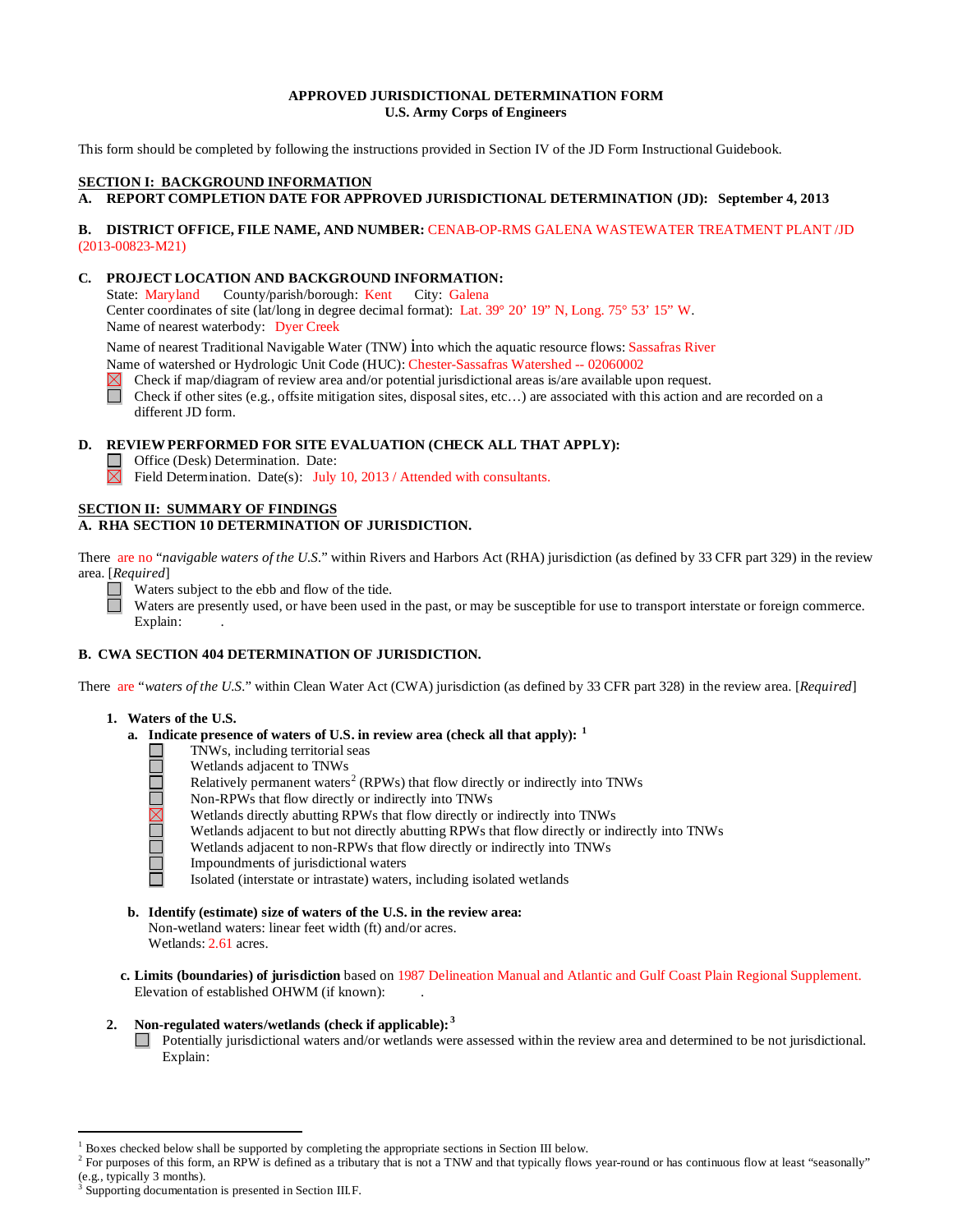**APPROVED JURISDICTIONAL DETERMINATION FORM**
**U.S. Army Corps of Engineers**

This form should be completed by following the instructions provided in Section IV of the JD Form Instructional Guidebook.

**SECTION I: BACKGROUND INFORMATION**

**A. REPORT COMPLETION DATE FOR APPROVED JURISDICTIONAL DETERMINATION (JD): September 4, 2013**

**B. DISTRICT OFFICE, FILE NAME, AND NUMBER:** CENAB-OP-RMS GALENA WASTEWATER TREATMENT PLANT /JD (2013-00823-M21)

**C. PROJECT LOCATION AND BACKGROUND INFORMATION:**

State: Maryland County/parish/borough: Kent City: Galena
Center coordinates of site (lat/long in degree decimal format): Lat. 39° 20' 19" N, Long. 75° 53' 15" W.
Name of nearest waterbody: Dyer Creek

Name of nearest Traditional Navigable Water (TNW) into which the aquatic resource flows: Sassafras River
Name of watershed or Hydrologic Unit Code (HUC): Chester-Sassafras Watershed -- 02060002

- [x] Check if map/diagram of review area and/or potential jurisdictional areas is/are available upon request.
- [ ] Check if other sites (e.g., offsite mitigation sites, disposal sites, etc…) are associated with this action and are recorded on a different JD form.

**D. REVIEW PERFORMED FOR SITE EVALUATION (CHECK ALL THAT APPLY):**

- [ ] Office (Desk) Determination. Date:
- [x] Field Determination. Date(s): July 10, 2013 / Attended with consultants.

**SECTION II: SUMMARY OF FINDINGS**

**A. RHA SECTION 10 DETERMINATION OF JURISDICTION.**

There are no "*navigable waters of the U.S.*" within Rivers and Harbors Act (RHA) jurisdiction (as defined by 33 CFR part 329) in the review area. [*Required*]

- [ ] Waters subject to the ebb and flow of the tide.
- [ ] Waters are presently used, or have been used in the past, or may be susceptible for use to transport interstate or foreign commerce. Explain: .

**B. CWA SECTION 404 DETERMINATION OF JURISDICTION.**

There are "*waters of the U.S.*" within Clean Water Act (CWA) jurisdiction (as defined by 33 CFR part 328) in the review area. [*Required*]

1. **Waters of the U.S.**

   a. **Indicate presence of waters of U.S. in review area (check all that apply):** [1]

   - [ ] TNWs, including territorial seas
   - [ ] Wetlands adjacent to TNWs
   - [ ] Relatively permanent waters[2] (RPWs) that flow directly or indirectly into TNWs
   - [ ] Non-RPWs that flow directly or indirectly into TNWs
   - [x] Wetlands directly abutting RPWs that flow directly or indirectly into TNWs
   - [ ] Wetlands adjacent to but not directly abutting RPWs that flow directly or indirectly into TNWs
   - [ ] Wetlands adjacent to non-RPWs that flow directly or indirectly into TNWs
   - [ ] Impoundments of jurisdictional waters
   - [ ] Isolated (interstate or intrastate) waters, including isolated wetlands

   b. **Identify (estimate) size of waters of the U.S. in the review area:**
   Non-wetland waters: linear feet width (ft) and/or acres.
   Wetlands: 2.61 acres.

   c. **Limits (boundaries) of jurisdiction** based on 1987 Delineation Manual and Atlantic and Gulf Coast Plain Regional Supplement.
   Elevation of established OHWM (if known): .

2. **Non-regulated waters/wetlands (check if applicable):**[3]

   - [ ] Potentially jurisdictional waters and/or wetlands were assessed within the review area and determined to be not jurisdictional. Explain:

---

[1] Boxes checked below shall be supported by completing the appropriate sections in Section III below.
[2] For purposes of this form, an RPW is defined as a tributary that is not a TNW and that typically flows year-round or has continuous flow at least "seasonally" (e.g., typically 3 months).
[3] Supporting documentation is presented in Section III.F.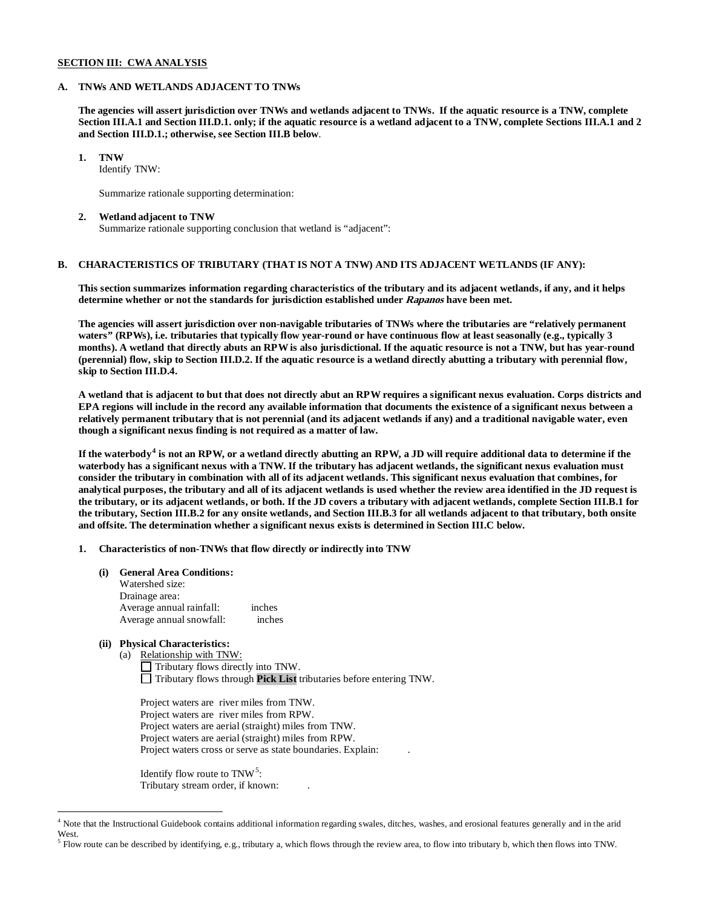**SECTION III: CWA ANALYSIS**

**A. TNWs AND WETLANDS ADJACENT TO TNWs**

**The agencies will assert jurisdiction over TNWs and wetlands adjacent to TNWs. If the aquatic resource is a TNW, complete Section III.A.1 and Section III.D.1. only; if the aquatic resource is a wetland adjacent to a TNW, complete Sections III.A.1 and 2 and Section III.D.1.; otherwise, see Section III.B below**.

**1. TNW**

Identify TNW:

Summarize rationale supporting determination:

**2. Wetland adjacent to TNW**

Summarize rationale supporting conclusion that wetland is "adjacent":

**B. CHARACTERISTICS OF TRIBUTARY (THAT IS NOT A TNW) AND ITS ADJACENT WETLANDS (IF ANY):**

**This section summarizes information regarding characteristics of the tributary and its adjacent wetlands, if any, and it helps determine whether or not the standards for jurisdiction established under *Rapanos* have been met.**

**The agencies will assert jurisdiction over non-navigable tributaries of TNWs where the tributaries are "relatively permanent waters" (RPWs), i.e. tributaries that typically flow year-round or have continuous flow at least seasonally (e.g., typically 3 months). A wetland that directly abuts an RPW is also jurisdictional. If the aquatic resource is not a TNW, but has year-round (perennial) flow, skip to Section III.D.2. If the aquatic resource is a wetland directly abutting a tributary with perennial flow, skip to Section III.D.4.**

**A wetland that is adjacent to but that does not directly abut an RPW requires a significant nexus evaluation. Corps districts and EPA regions will include in the record any available information that documents the existence of a significant nexus between a relatively permanent tributary that is not perennial (and its adjacent wetlands if any) and a traditional navigable water, even though a significant nexus finding is not required as a matter of law.**

**If the waterbody[4] is not an RPW, or a wetland directly abutting an RPW, a JD will require additional data to determine if the waterbody has a significant nexus with a TNW. If the tributary has adjacent wetlands, the significant nexus evaluation must consider the tributary in combination with all of its adjacent wetlands. This significant nexus evaluation that combines, for analytical purposes, the tributary and all of its adjacent wetlands is used whether the review area identified in the JD request is the tributary, or its adjacent wetlands, or both. If the JD covers a tributary with adjacent wetlands, complete Section III.B.1 for the tributary, Section III.B.2 for any onsite wetlands, and Section III.B.3 for all wetlands adjacent to that tributary, both onsite and offsite. The determination whether a significant nexus exists is determined in Section III.C below.**

**1. Characteristics of non-TNWs that flow directly or indirectly into TNW**

**(i) General Area Conditions:**

Watershed size:
Drainage area:
Average annual rainfall: inches
Average annual snowfall: inches

**(ii) Physical Characteristics:**

(a) Relationship with TNW:

☐ Tributary flows directly into TNW.
☐ Tributary flows through **Pick List** tributaries before entering TNW.

Project waters are river miles from TNW.
Project waters are river miles from RPW.
Project waters are aerial (straight) miles from TNW.
Project waters are aerial (straight) miles from RPW.
Project waters cross or serve as state boundaries. Explain: .

Identify flow route to TNW[5]:
Tributary stream order, if known: .

---

[4] Note that the Instructional Guidebook contains additional information regarding swales, ditches, washes, and erosional features generally and in the arid West.

[5] Flow route can be described by identifying, e.g., tributary a, which flows through the review area, to flow into tributary b, which then flows into TNW.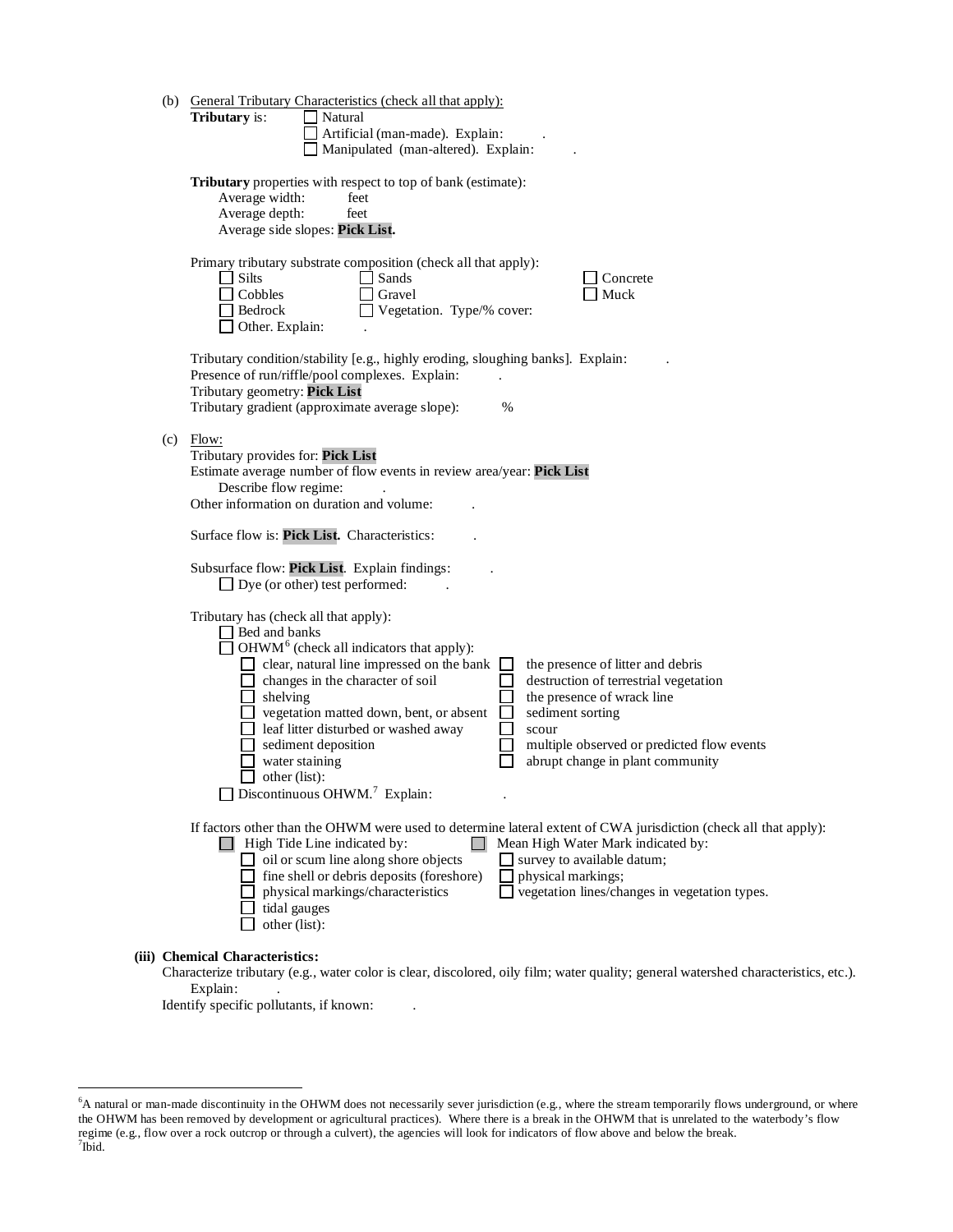(b) General Tributary Characteristics (check all that apply):

**Tributary** is:
- ☐ Natural
- ☐ Artificial (man-made). Explain: .
- ☐ Manipulated (man-altered). Explain: .

**Tributary** properties with respect to top of bank (estimate):

Average width: feet
Average depth: feet
Average side slopes: **Pick List.**

Primary tributary substrate composition (check all that apply):

- ☐ Silts
- ☐ Sands
- ☐ Concrete
- ☐ Cobbles
- ☐ Gravel
- ☐ Muck
- ☐ Bedrock
- ☐ Vegetation. Type/% cover:
- ☐ Other. Explain: .

Tributary condition/stability [e.g., highly eroding, sloughing banks]. Explain: .
Presence of run/riffle/pool complexes. Explain: .
Tributary geometry: **Pick List**
Tributary gradient (approximate average slope): %

(c) Flow:

Tributary provides for: **Pick List**
Estimate average number of flow events in review area/year: **Pick List**
Describe flow regime: .
Other information on duration and volume: .

Surface flow is: **Pick List.** Characteristics: .

Subsurface flow: **Pick List**. Explain findings: .
- ☐ Dye (or other) test performed: .

Tributary has (check all that apply):
- ☐ Bed and banks
- ☐ OHWM[6] (check all indicators that apply):
  - ☐ clear, natural line impressed on the bank
  - ☐ the presence of litter and debris
  - ☐ changes in the character of soil
  - ☐ destruction of terrestrial vegetation
  - ☐ shelving
  - ☐ the presence of wrack line
  - ☐ vegetation matted down, bent, or absent
  - ☐ sediment sorting
  - ☐ leaf litter disturbed or washed away
  - ☐ scour
  - ☐ sediment deposition
  - ☐ multiple observed or predicted flow events
  - ☐ water staining
  - ☐ abrupt change in plant community
  - ☐ other (list):
- ☐ Discontinuous OHWM.[7] Explain: .

If factors other than the OHWM were used to determine lateral extent of CWA jurisdiction (check all that apply):
- ☐ High Tide Line indicated by:
  - ☐ oil or scum line along shore objects
  - ☐ fine shell or debris deposits (foreshore)
  - ☐ physical markings/characteristics
  - ☐ tidal gauges
  - ☐ other (list):
- ☐ Mean High Water Mark indicated by:
  - ☐ survey to available datum;
  - ☐ physical markings;
  - ☐ vegetation lines/changes in vegetation types.

**(iii) Chemical Characteristics:**

Characterize tributary (e.g., water color is clear, discolored, oily film; water quality; general watershed characteristics, etc.).
Explain: .
Identify specific pollutants, if known: .

---

[6] A natural or man-made discontinuity in the OHWM does not necessarily sever jurisdiction (e.g., where the stream temporarily flows underground, or where the OHWM has been removed by development or agricultural practices). Where there is a break in the OHWM that is unrelated to the waterbody's flow regime (e.g., flow over a rock outcrop or through a culvert), the agencies will look for indicators of flow above and below the break.
[7] Ibid.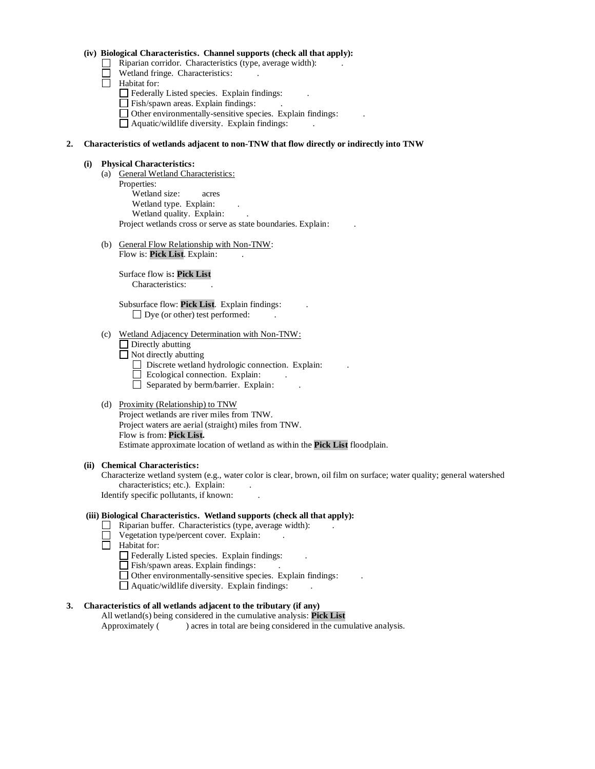**(iv) Biological Characteristics. Channel supports (check all that apply):**

- ☐ Riparian corridor. Characteristics (type, average width): .
- ☐ Wetland fringe. Characteristics: .
- ☐ Habitat for:
  - ☐ Federally Listed species. Explain findings: .
  - ☐ Fish/spawn areas. Explain findings: .
  - ☐ Other environmentally-sensitive species. Explain findings: .
  - ☐ Aquatic/wildlife diversity. Explain findings: .

**2. Characteristics of wetlands adjacent to non-TNW that flow directly or indirectly into TNW**

**(i) Physical Characteristics:**

(a) General Wetland Characteristics:

Properties:

Wetland size: acres

Wetland type. Explain: .

Wetland quality. Explain: .

Project wetlands cross or serve as state boundaries. Explain: .

(b) General Flow Relationship with Non-TNW:

Flow is: **Pick List**. Explain: .

Surface flow is**: Pick List**

Characteristics: .

Subsurface flow: **Pick List**. Explain findings: .

☐ Dye (or other) test performed: .

(c) Wetland Adjacency Determination with Non-TNW:

- ☐ Directly abutting
- ☐ Not directly abutting
  - ☐ Discrete wetland hydrologic connection. Explain: .
  - ☐ Ecological connection. Explain: .
  - ☐ Separated by berm/barrier. Explain: .

(d) Proximity (Relationship) to TNW

Project wetlands are river miles from TNW.

Project waters are aerial (straight) miles from TNW.

Flow is from: **Pick List.**

Estimate approximate location of wetland as within the **Pick List** floodplain.

**(ii) Chemical Characteristics:**

Characterize wetland system (e.g., water color is clear, brown, oil film on surface; water quality; general watershed characteristics; etc.). Explain: .

Identify specific pollutants, if known: .

**(iii) Biological Characteristics. Wetland supports (check all that apply):**

- ☐ Riparian buffer. Characteristics (type, average width): .
- ☐ Vegetation type/percent cover. Explain: .
- ☐ Habitat for:
  - ☐ Federally Listed species. Explain findings: .
  - ☐ Fish/spawn areas. Explain findings: .
  - ☐ Other environmentally-sensitive species. Explain findings: .
  - ☐ Aquatic/wildlife diversity. Explain findings: .

**3. Characteristics of all wetlands adjacent to the tributary (if any)**

All wetland(s) being considered in the cumulative analysis: **Pick List**

Approximately ( ) acres in total are being considered in the cumulative analysis.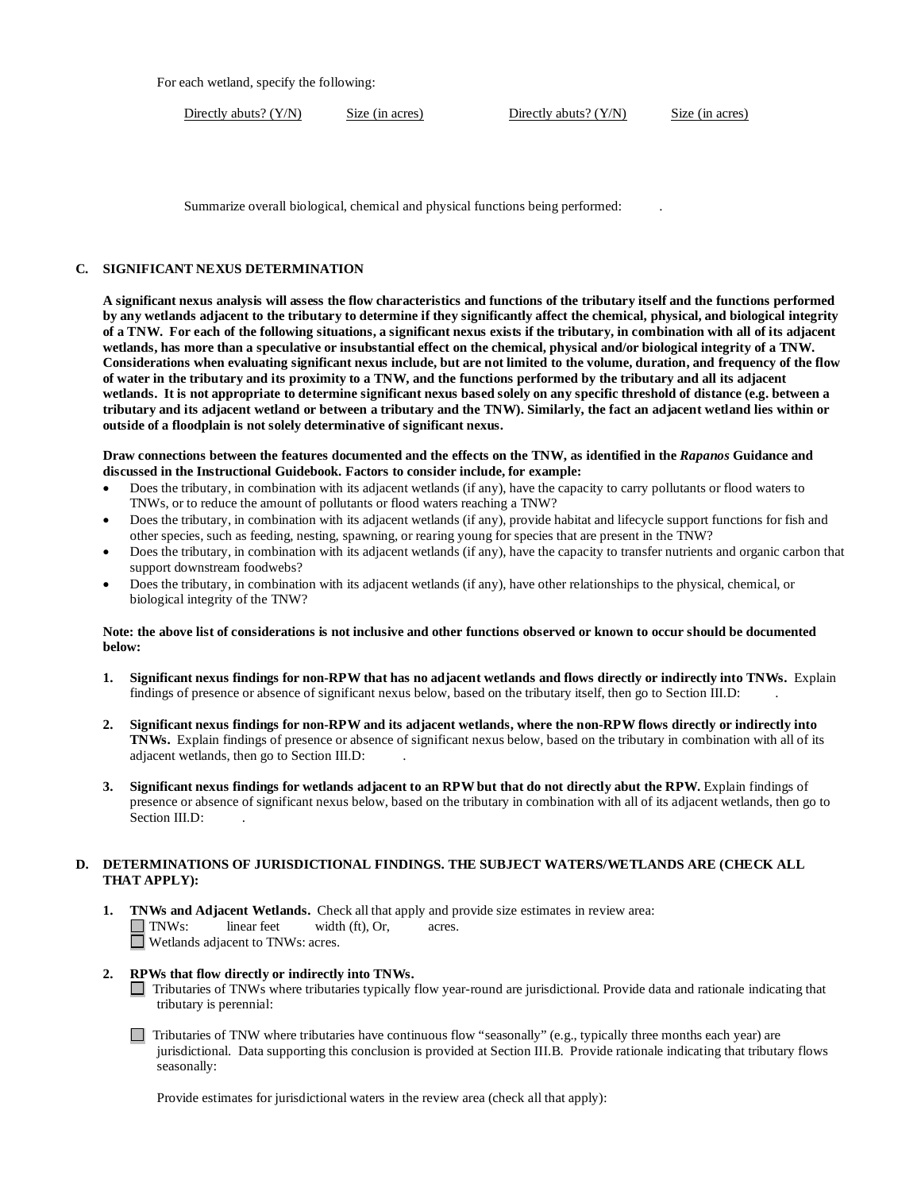For each wetland, specify the following:

| Directly abuts? (Y/N) | Size (in acres) | Directly abuts? (Y/N) | Size (in acres) |
|---|---|---|---|

Summarize overall biological, chemical and physical functions being performed: .

## C. SIGNIFICANT NEXUS DETERMINATION

**A significant nexus analysis will assess the flow characteristics and functions of the tributary itself and the functions performed by any wetlands adjacent to the tributary to determine if they significantly affect the chemical, physical, and biological integrity of a TNW. For each of the following situations, a significant nexus exists if the tributary, in combination with all of its adjacent wetlands, has more than a speculative or insubstantial effect on the chemical, physical and/or biological integrity of a TNW. Considerations when evaluating significant nexus include, but are not limited to the volume, duration, and frequency of the flow of water in the tributary and its proximity to a TNW, and the functions performed by the tributary and all its adjacent wetlands. It is not appropriate to determine significant nexus based solely on any specific threshold of distance (e.g. between a tributary and its adjacent wetland or between a tributary and the TNW). Similarly, the fact an adjacent wetland lies within or outside of a floodplain is not solely determinative of significant nexus.**

**Draw connections between the features documented and the effects on the TNW, as identified in the *Rapanos* Guidance and discussed in the Instructional Guidebook. Factors to consider include, for example:**

- Does the tributary, in combination with its adjacent wetlands (if any), have the capacity to carry pollutants or flood waters to TNWs, or to reduce the amount of pollutants or flood waters reaching a TNW?
- Does the tributary, in combination with its adjacent wetlands (if any), provide habitat and lifecycle support functions for fish and other species, such as feeding, nesting, spawning, or rearing young for species that are present in the TNW?
- Does the tributary, in combination with its adjacent wetlands (if any), have the capacity to transfer nutrients and organic carbon that support downstream foodwebs?
- Does the tributary, in combination with its adjacent wetlands (if any), have other relationships to the physical, chemical, or biological integrity of the TNW?

**Note: the above list of considerations is not inclusive and other functions observed or known to occur should be documented below:**

1. **Significant nexus findings for non-RPW that has no adjacent wetlands and flows directly or indirectly into TNWs.** Explain findings of presence or absence of significant nexus below, based on the tributary itself, then go to Section III.D: .

2. **Significant nexus findings for non-RPW and its adjacent wetlands, where the non-RPW flows directly or indirectly into TNWs.** Explain findings of presence or absence of significant nexus below, based on the tributary in combination with all of its adjacent wetlands, then go to Section III.D: .

3. **Significant nexus findings for wetlands adjacent to an RPW but that do not directly abut the RPW.** Explain findings of presence or absence of significant nexus below, based on the tributary in combination with all of its adjacent wetlands, then go to Section III.D: .

## D. DETERMINATIONS OF JURISDICTIONAL FINDINGS. THE SUBJECT WATERS/WETLANDS ARE (CHECK ALL THAT APPLY):

1. **TNWs and Adjacent Wetlands.** Check all that apply and provide size estimates in review area:
   - ☐ TNWs: linear feet width (ft), Or, acres.
   - ☐ Wetlands adjacent to TNWs: acres.

2. **RPWs that flow directly or indirectly into TNWs.**
   - ☐ Tributaries of TNWs where tributaries typically flow year-round are jurisdictional. Provide data and rationale indicating that tributary is perennial:
   - ☐ Tributaries of TNW where tributaries have continuous flow "seasonally" (e.g., typically three months each year) are jurisdictional. Data supporting this conclusion is provided at Section III.B. Provide rationale indicating that tributary flows seasonally:

   Provide estimates for jurisdictional waters in the review area (check all that apply):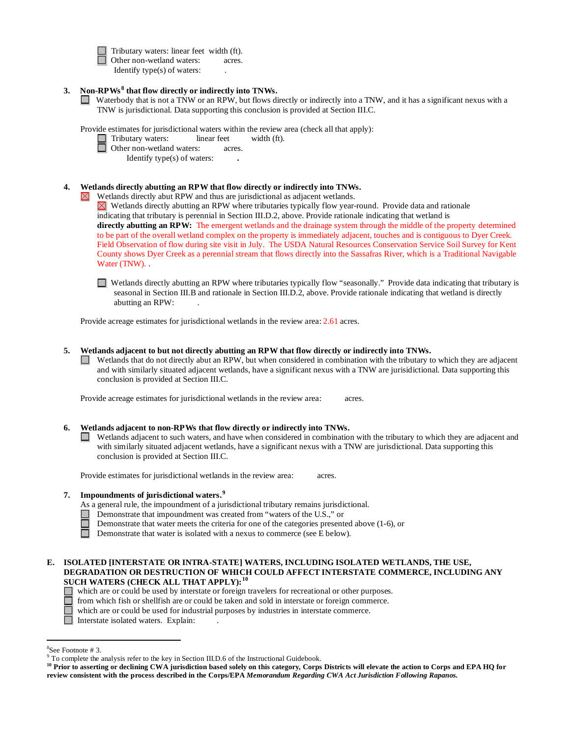- ☐ Tributary waters: linear feet width (ft).
- ☐ Other non-wetland waters: acres.
  Identify type(s) of waters: .

**3. Non-RPWs[8] that flow directly or indirectly into TNWs.**

☐ Waterbody that is not a TNW or an RPW, but flows directly or indirectly into a TNW, and it has a significant nexus with a TNW is jurisdictional. Data supporting this conclusion is provided at Section III.C.

Provide estimates for jurisdictional waters within the review area (check all that apply):

- ☐ Tributary waters: linear feet width (ft).
- ☐ Other non-wetland waters: acres.
  Identify type(s) of waters: .

**4. Wetlands directly abutting an RPW that flow directly or indirectly into TNWs.**

☒ Wetlands directly abut RPW and thus are jurisdictional as adjacent wetlands.

☒ Wetlands directly abutting an RPW where tributaries typically flow year-round. Provide data and rationale indicating that tributary is perennial in Section III.D.2, above. Provide rationale indicating that wetland is **directly abutting an RPW:** The emergent wetlands and the drainage system through the middle of the property determined to be part of the overall wetland complex on the property is immediately adjacent, touches and is contiguous to Dyer Creek. Field Observation of flow during site visit in July. The USDA Natural Resources Conservation Service Soil Survey for Kent County shows Dyer Creek as a perennial stream that flows directly into the Sassafras River, which is a Traditional Navigable Water (TNW). .

☐ Wetlands directly abutting an RPW where tributaries typically flow "seasonally." Provide data indicating that tributary is seasonal in Section III.B and rationale in Section III.D.2, above. Provide rationale indicating that wetland is directly abutting an RPW: .

Provide acreage estimates for jurisdictional wetlands in the review area: 2.61 acres.

**5. Wetlands adjacent to but not directly abutting an RPW that flow directly or indirectly into TNWs.**

☐ Wetlands that do not directly abut an RPW, but when considered in combination with the tributary to which they are adjacent and with similarly situated adjacent wetlands, have a significant nexus with a TNW are jurisidictional. Data supporting this conclusion is provided at Section III.C.

Provide acreage estimates for jurisdictional wetlands in the review area: acres.

**6. Wetlands adjacent to non-RPWs that flow directly or indirectly into TNWs.**

☐ Wetlands adjacent to such waters, and have when considered in combination with the tributary to which they are adjacent and with similarly situated adjacent wetlands, have a significant nexus with a TNW are jurisdictional. Data supporting this conclusion is provided at Section III.C.

Provide estimates for jurisdictional wetlands in the review area: acres.

**7. Impoundments of jurisdictional waters.[9]**

As a general rule, the impoundment of a jurisdictional tributary remains jurisdictional.

- ☐ Demonstrate that impoundment was created from "waters of the U.S.," or
- ☐ Demonstrate that water meets the criteria for one of the categories presented above (1-6), or
- ☐ Demonstrate that water is isolated with a nexus to commerce (see E below).

**E. ISOLATED [INTERSTATE OR INTRA-STATE] WATERS, INCLUDING ISOLATED WETLANDS, THE USE, DEGRADATION OR DESTRUCTION OF WHICH COULD AFFECT INTERSTATE COMMERCE, INCLUDING ANY SUCH WATERS (CHECK ALL THAT APPLY):[10]**

- ☐ which are or could be used by interstate or foreign travelers for recreational or other purposes.
- ☐ from which fish or shellfish are or could be taken and sold in interstate or foreign commerce.
- ☐ which are or could be used for industrial purposes by industries in interstate commerce.
- ☐ Interstate isolated waters. Explain: .

---

[8] See Footnote # 3.

[9] To complete the analysis refer to the key in Section III.D.6 of the Instructional Guidebook.

**[10] Prior to asserting or declining CWA jurisdiction based solely on this category, Corps Districts will elevate the action to Corps and EPA HQ for review consistent with the process described in the Corps/EPA *Memorandum Regarding CWA Act Jurisdiction Following Rapanos.***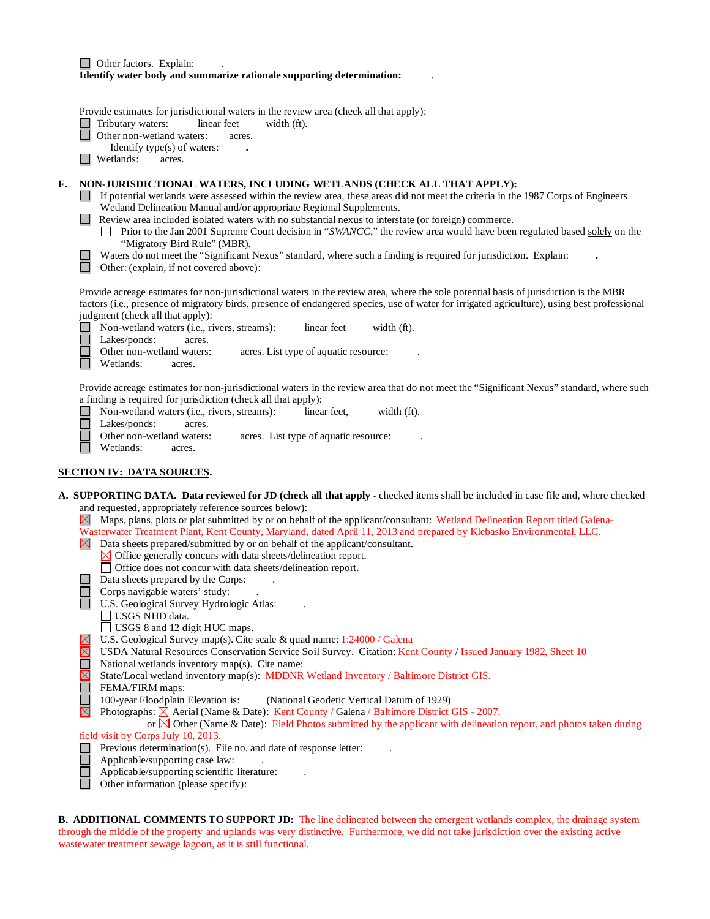☐ Other factors. Explain: .

**Identify water body and summarize rationale supporting determination:** .

Provide estimates for jurisdictional waters in the review area (check all that apply):

☐ Tributary waters: linear feet width (ft).

☐ Other non-wetland waters: acres.

Identify type(s) of waters: **.**

☐ Wetlands: acres.

**F. NON-JURISDICTIONAL WATERS, INCLUDING WETLANDS (CHECK ALL THAT APPLY):**

☐ If potential wetlands were assessed within the review area, these areas did not meet the criteria in the 1987 Corps of Engineers Wetland Delineation Manual and/or appropriate Regional Supplements.

☐ Review area included isolated waters with no substantial nexus to interstate (or foreign) commerce.

- ☐ Prior to the Jan 2001 Supreme Court decision in "*SWANCC*," the review area would have been regulated based solely on the "Migratory Bird Rule" (MBR).

☐ Waters do not meet the "Significant Nexus" standard, where such a finding is required for jurisdiction. Explain: **.**

☐ Other: (explain, if not covered above):

Provide acreage estimates for non-jurisdictional waters in the review area, where the sole potential basis of jurisdiction is the MBR factors (i.e., presence of migratory birds, presence of endangered species, use of water for irrigated agriculture), using best professional judgment (check all that apply):

☐ Non-wetland waters (i.e., rivers, streams): linear feet width (ft).

☐ Lakes/ponds: acres.

☐ Other non-wetland waters: acres. List type of aquatic resource: .

☐ Wetlands: acres.

Provide acreage estimates for non-jurisdictional waters in the review area that do not meet the "Significant Nexus" standard, where such a finding is required for jurisdiction (check all that apply):

☐ Non-wetland waters (i.e., rivers, streams): linear feet, width (ft).

☐ Lakes/ponds: acres.

☐ Other non-wetland waters: acres. List type of aquatic resource: .

☐ Wetlands: acres.

**SECTION IV: DATA SOURCES.**

**A. SUPPORTING DATA. Data reviewed for JD (check all that apply** - checked items shall be included in case file and, where checked and requested, appropriately reference sources below):

☒ Maps, plans, plots or plat submitted by or on behalf of the applicant/consultant: Wetland Delineation Report titled Galena-Wasterwater Treatment Plant, Kent County, Maryland, dated April 11, 2013 and prepared by Klebasko Environmental, LLC.

☒ Data sheets prepared/submitted by or on behalf of the applicant/consultant.

- ☒ Office generally concurs with data sheets/delineation report.
- ☐ Office does not concur with data sheets/delineation report.

☐ Data sheets prepared by the Corps: .

☐ Corps navigable waters' study: .

☐ U.S. Geological Survey Hydrologic Atlas: .

- ☐ USGS NHD data.
- ☐ USGS 8 and 12 digit HUC maps.

☒ U.S. Geological Survey map(s). Cite scale & quad name: 1:24000 / Galena

☒ USDA Natural Resources Conservation Service Soil Survey. Citation: Kent County / Issued January 1982, Sheet 10

☐ National wetlands inventory map(s). Cite name:

☒ State/Local wetland inventory map(s): MDDNR Wetland Inventory / Baltimore District GIS.

☐ FEMA/FIRM maps:

☐ 100-year Floodplain Elevation is: (National Geodetic Vertical Datum of 1929)

☒ Photographs: ☒ Aerial (Name & Date): Kent County / Galena / Baltimore District GIS - 2007.

or ☒ Other (Name & Date): Field Photos submitted by the applicant with delineation report, and photos taken during field visit by Corps July 10, 2013.

☐ Previous determination(s). File no. and date of response letter: .

☐ Applicable/supporting case law: .

☐ Applicable/supporting scientific literature: .

☐ Other information (please specify):

**B. ADDITIONAL COMMENTS TO SUPPORT JD:** The line delineated between the emergent wetlands complex, the drainage system through the middle of the property and uplands was very distinctive. Furthermore, we did not take jurisdiction over the existing active wastewater treatment sewage lagoon, as it is still functional.